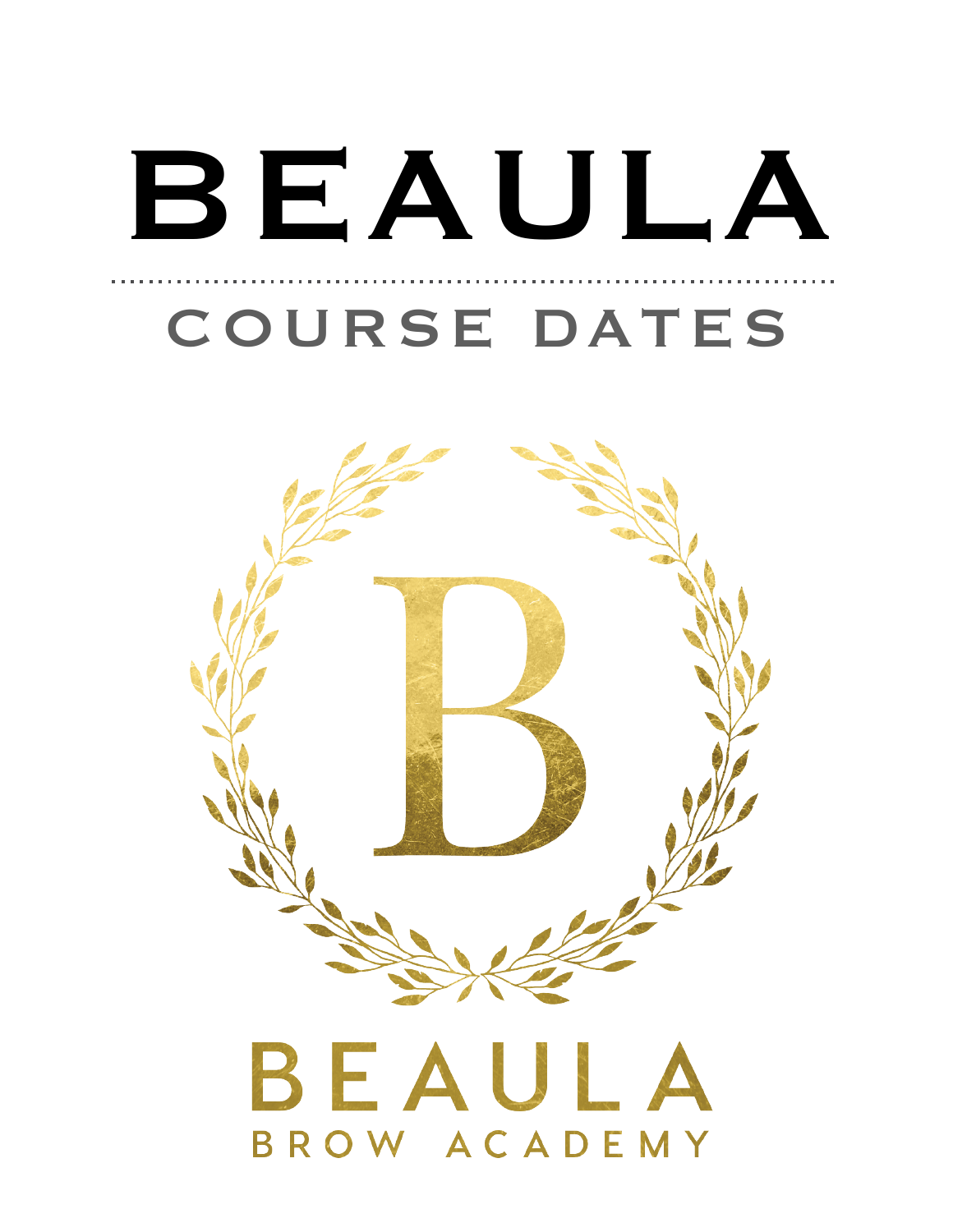# BEAULA

## COURSE DATES

BEAULA

BROW ACADEMY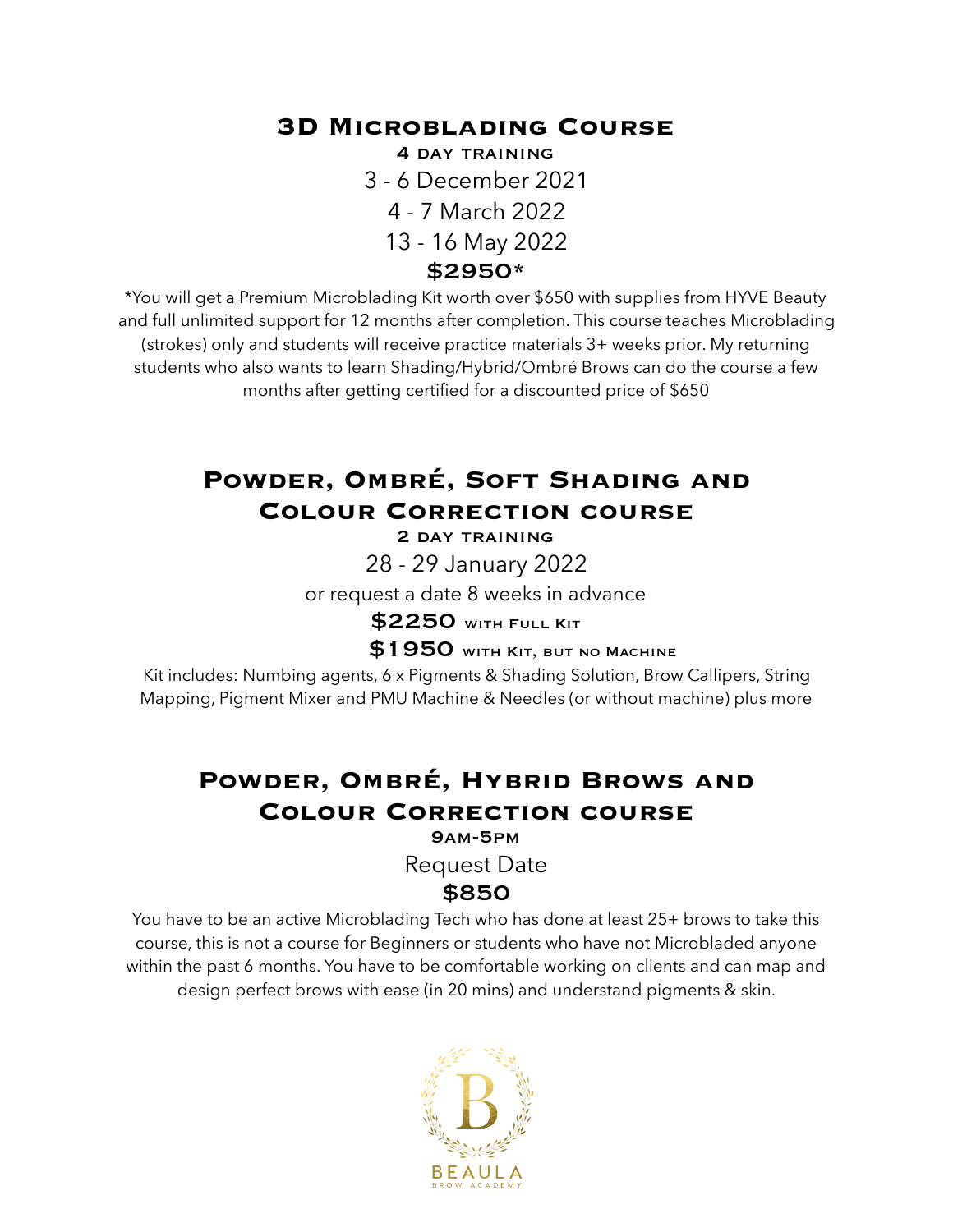## 3D Microblading Course

**4 day training**

3 - 6 December 2021

4 - 7 March 2022

13 - 16 May 2022

**$2950***

*You will get a Premium Microblading Kit worth over $650 with supplies from HYVE Beauty and full unlimited support for 12 months after completion. This course teaches Microblading (strokes) only and students will receive practice materials 3+ weeks prior. My returning students who also wants to learn Shading/Hybrid/Ombré Brows can do the course a few months after getting certified for a discounted price of $650

## Powder, Ombré, Soft Shading and Colour Correction course

**2 day training**

28 - 29 January 2022

or request a date 8 weeks in advance

**$2250** with Full Kit

**$1950** with Kit, but no Machine

Kit includes: Numbing agents, 6 x Pigments & Shading Solution, Brow Callipers, String Mapping, Pigment Mixer and PMU Machine & Needles (or without machine) plus more

## Powder, Ombré, Hybrid Brows and Colour Correction course

**9am-5pm**

Request Date

**$850**

You have to be an active Microblading Tech who has done at least 25+ brows to take this course, this is not a course for Beginners or students who have not Microbladed anyone within the past 6 months. You have to be comfortable working on clients and can map and design perfect brows with ease (in 20 mins) and understand pigments & skin.

BEAULA
BROW ACADEMY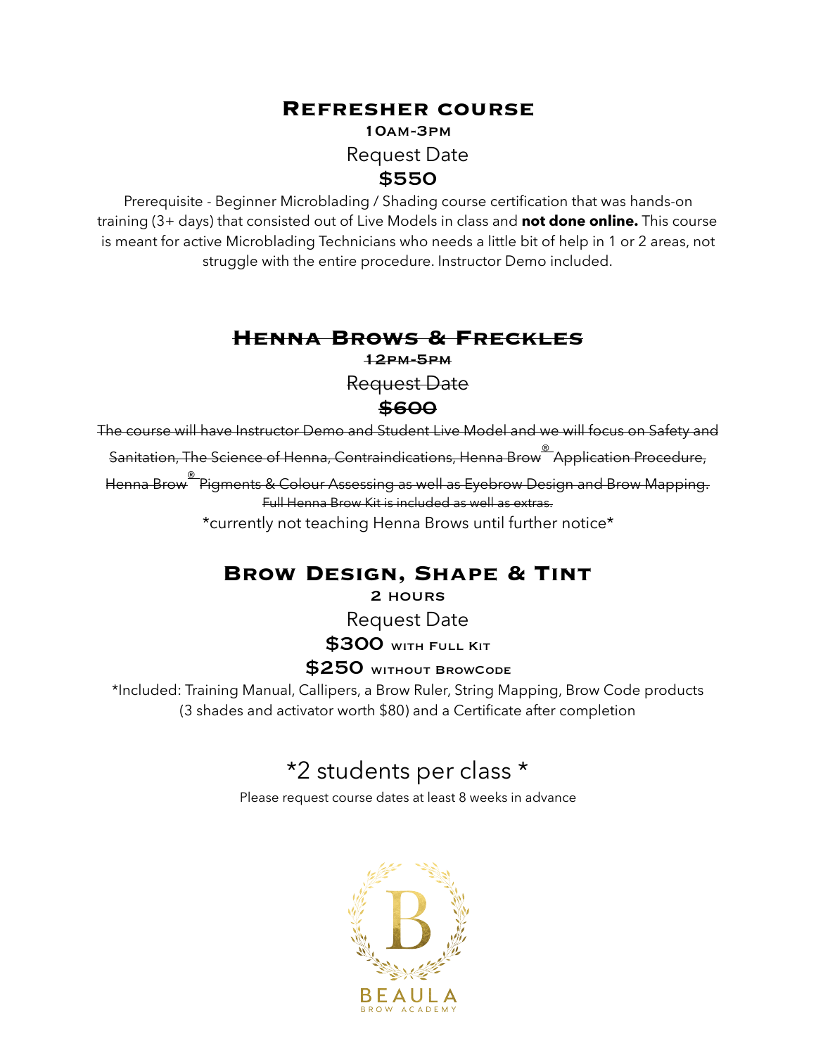## Refresher course

**10am-3pm**

Request Date

**$550**

Prerequisite - Beginner Microblading / Shading course certification that was hands-on training (3+ days) that consisted out of Live Models in class and **not done online.** This course is meant for active Microblading Technicians who needs a little bit of help in 1 or 2 areas, not struggle with the entire procedure. Instructor Demo included.

## ~~Henna Brows & Freckles~~

~~**12pm-5pm**~~

~~Request Date~~

~~**$600**~~

~~The course will have Instructor Demo and Student Live Model and we will focus on Safety and Sanitation, The Science of Henna, Contraindications, Henna Brow® Application Procedure, Henna Brow® Pigments & Colour Assessing as well as Eyebrow Design and Brow Mapping.~~

~~Full Henna Brow Kit is included as well as extras.~~

*currently not teaching Henna Brows until further notice*

## Brow Design, Shape & Tint

**2 hours**

Request Date

**$300** with Full Kit

**$250** without BrowCode

*Included: Training Manual, Callipers, a Brow Ruler, String Mapping, Brow Code products (3 shades and activator worth $80) and a Certificate after completion

*2 students per class *

Please request course dates at least 8 weeks in advance

BEAULA
BROW ACADEMY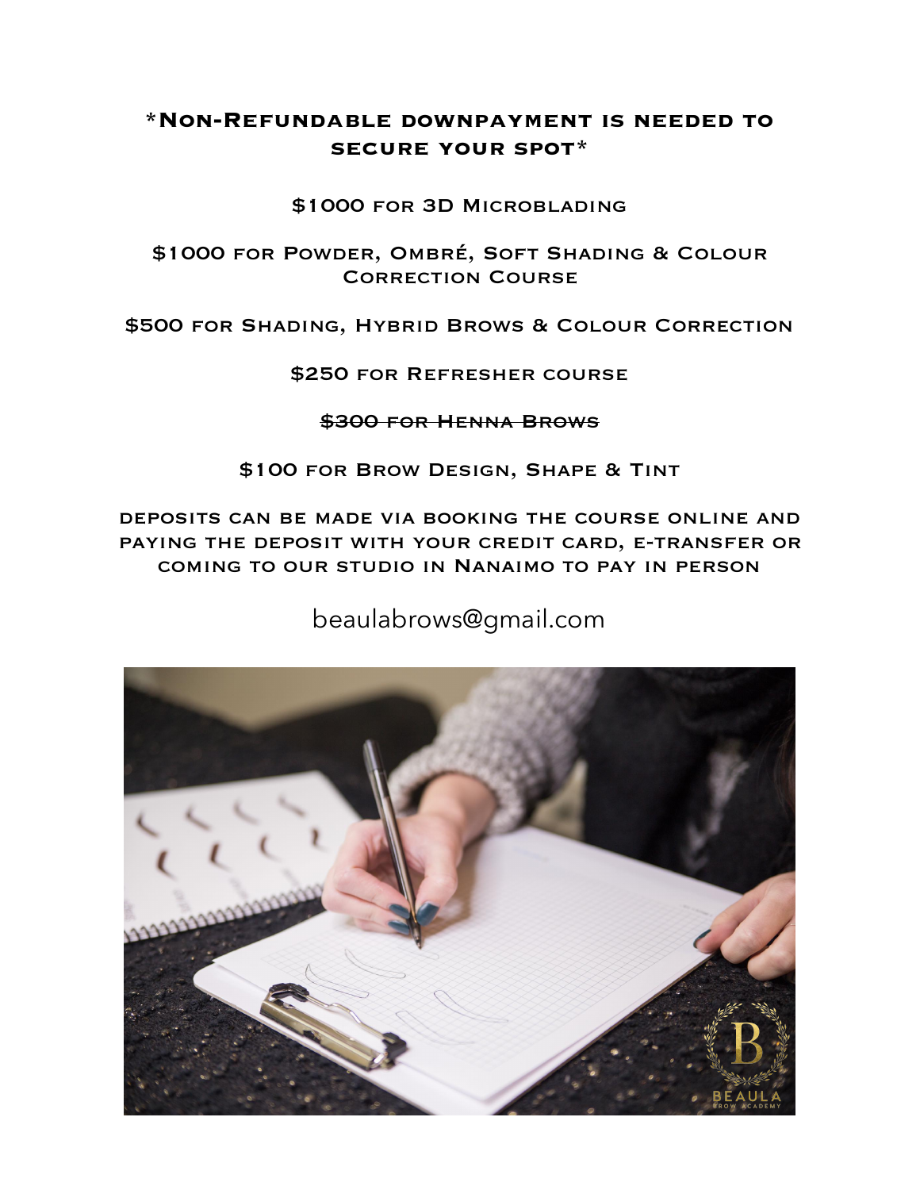**\*Non-Refundable downpayment is needed to secure your spot\***

$1000 for 3D Microblading

$1000 for Powder, Ombré, Soft Shading & Colour Correction Course

$500 for Shading, Hybrid Brows & Colour Correction

$250 for Refresher course

~~$300 for Henna Brows~~

$100 for Brow Design, Shape & Tint

deposits can be made via booking the course online and paying the deposit with your credit card, e-transfer or coming to our studio in Nanaimo to pay in person

beaulabrows@gmail.com